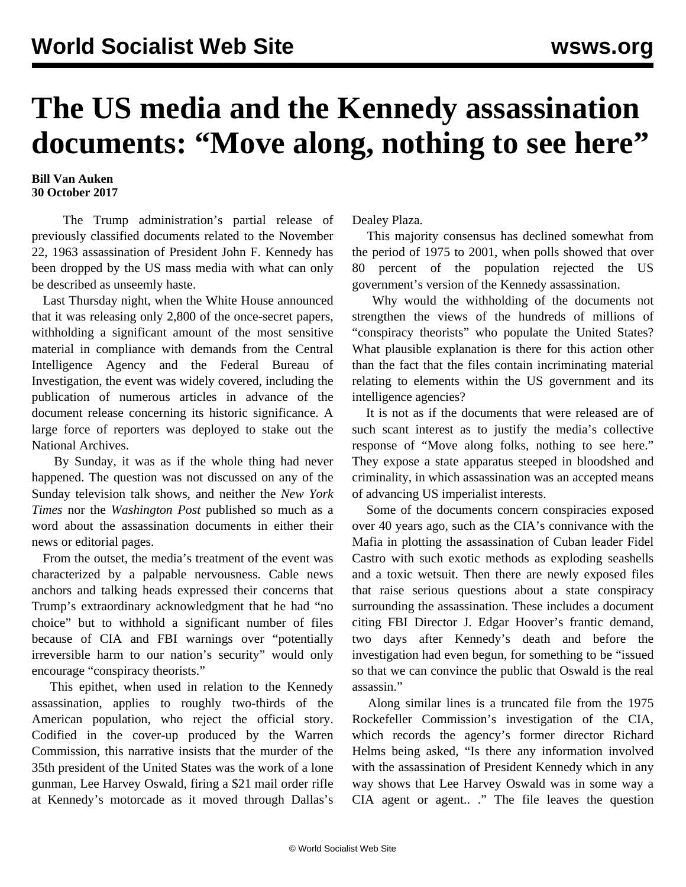# The US media and the Kennedy assassination documents: "Move along, nothing to see here"

**Bill Van Auken**
**30 October 2017**

The Trump administration's partial release of previously classified documents related to the November 22, 1963 assassination of President John F. Kennedy has been dropped by the US mass media with what can only be described as unseemly haste.

Last Thursday night, when the White House announced that it was releasing only 2,800 of the once-secret papers, withholding a significant amount of the most sensitive material in compliance with demands from the Central Intelligence Agency and the Federal Bureau of Investigation, the event was widely covered, including the publication of numerous articles in advance of the document release concerning its historic significance. A large force of reporters was deployed to stake out the National Archives.

By Sunday, it was as if the whole thing had never happened. The question was not discussed on any of the Sunday television talk shows, and neither the *New York Times* nor the *Washington Post* published so much as a word about the assassination documents in either their news or editorial pages.

From the outset, the media's treatment of the event was characterized by a palpable nervousness. Cable news anchors and talking heads expressed their concerns that Trump's extraordinary acknowledgment that he had "no choice" but to withhold a significant number of files because of CIA and FBI warnings over "potentially irreversible harm to our nation's security" would only encourage "conspiracy theorists."

This epithet, when used in relation to the Kennedy assassination, applies to roughly two-thirds of the American population, who reject the official story. Codified in the cover-up produced by the Warren Commission, this narrative insists that the murder of the 35th president of the United States was the work of a lone gunman, Lee Harvey Oswald, firing a $21 mail order rifle at Kennedy's motorcade as it moved through Dallas's Dealey Plaza.

This majority consensus has declined somewhat from the period of 1975 to 2001, when polls showed that over 80 percent of the population rejected the US government's version of the Kennedy assassination.

Why would the withholding of the documents not strengthen the views of the hundreds of millions of "conspiracy theorists" who populate the United States? What plausible explanation is there for this action other than the fact that the files contain incriminating material relating to elements within the US government and its intelligence agencies?

It is not as if the documents that were released are of such scant interest as to justify the media's collective response of "Move along folks, nothing to see here." They expose a state apparatus steeped in bloodshed and criminality, in which assassination was an accepted means of advancing US imperialist interests.

Some of the documents concern conspiracies exposed over 40 years ago, such as the CIA's connivance with the Mafia in plotting the assassination of Cuban leader Fidel Castro with such exotic methods as exploding seashells and a toxic wetsuit. Then there are newly exposed files that raise serious questions about a state conspiracy surrounding the assassination. These includes a document citing FBI Director J. Edgar Hoover's frantic demand, two days after Kennedy's death and before the investigation had even begun, for something to be "issued so that we can convince the public that Oswald is the real assassin."

Along similar lines is a truncated file from the 1975 Rockefeller Commission's investigation of the CIA, which records the agency's former director Richard Helms being asked, "Is there any information involved with the assassination of President Kennedy which in any way shows that Lee Harvey Oswald was in some way a CIA agent or agent.. ." The file leaves the question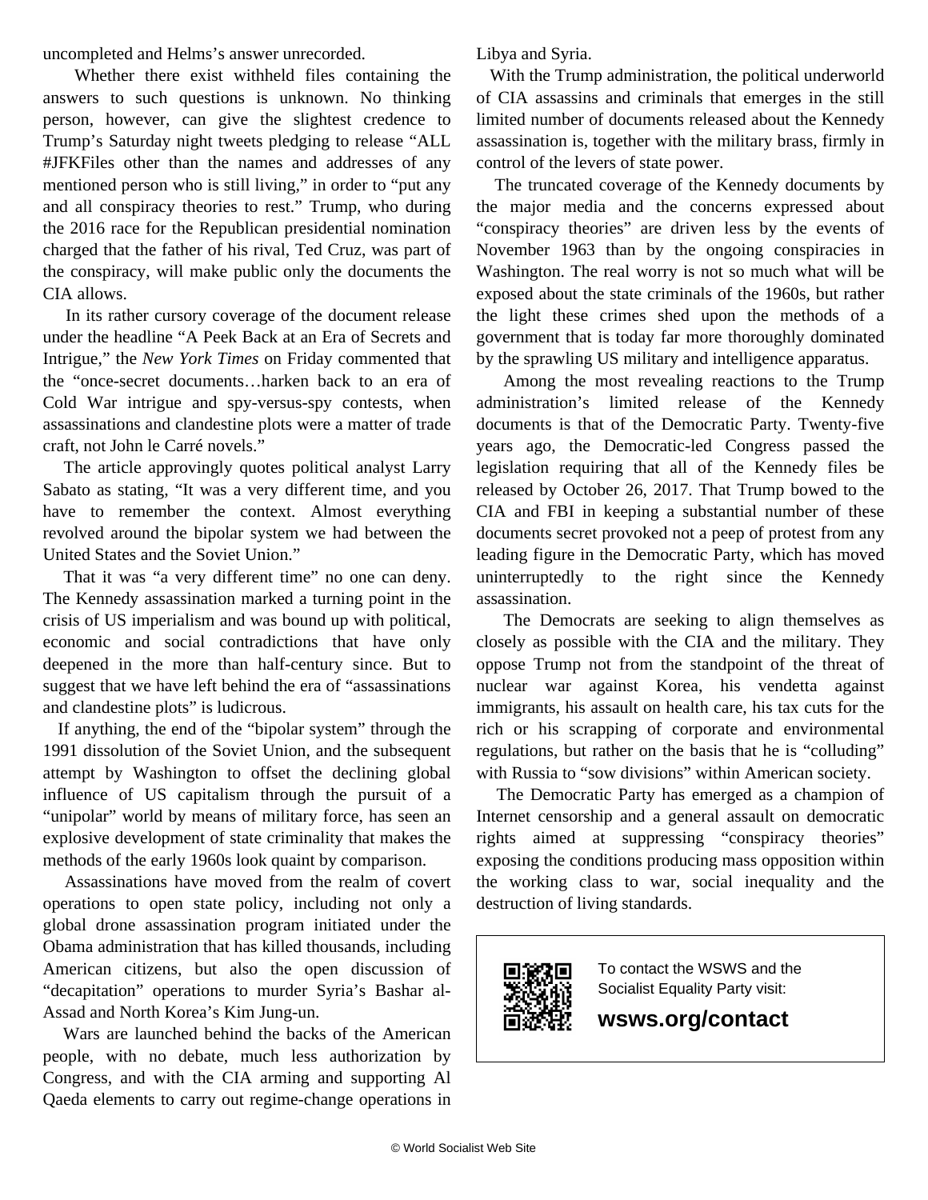uncompleted and Helms's answer unrecorded.

Whether there exist withheld files containing the answers to such questions is unknown. No thinking person, however, can give the slightest credence to Trump's Saturday night tweets pledging to release "ALL #JFKFiles other than the names and addresses of any mentioned person who is still living," in order to "put any and all conspiracy theories to rest." Trump, who during the 2016 race for the Republican presidential nomination charged that the father of his rival, Ted Cruz, was part of the conspiracy, will make public only the documents the CIA allows.

In its rather cursory coverage of the document release under the headline "A Peek Back at an Era of Secrets and Intrigue," the *New York Times* on Friday commented that the "once-secret documents…harken back to an era of Cold War intrigue and spy-versus-spy contests, when assassinations and clandestine plots were a matter of trade craft, not John le Carré novels."

The article approvingly quotes political analyst Larry Sabato as stating, "It was a very different time, and you have to remember the context. Almost everything revolved around the bipolar system we had between the United States and the Soviet Union."

That it was "a very different time" no one can deny. The Kennedy assassination marked a turning point in the crisis of US imperialism and was bound up with political, economic and social contradictions that have only deepened in the more than half-century since. But to suggest that we have left behind the era of "assassinations and clandestine plots" is ludicrous.

If anything, the end of the "bipolar system" through the 1991 dissolution of the Soviet Union, and the subsequent attempt by Washington to offset the declining global influence of US capitalism through the pursuit of a "unipolar" world by means of military force, has seen an explosive development of state criminality that makes the methods of the early 1960s look quaint by comparison.

Assassinations have moved from the realm of covert operations to open state policy, including not only a global drone assassination program initiated under the Obama administration that has killed thousands, including American citizens, but also the open discussion of "decapitation" operations to murder Syria's Bashar al-Assad and North Korea's Kim Jung-un.

Wars are launched behind the backs of the American people, with no debate, much less authorization by Congress, and with the CIA arming and supporting Al Qaeda elements to carry out regime-change operations in Libya and Syria.

With the Trump administration, the political underworld of CIA assassins and criminals that emerges in the still limited number of documents released about the Kennedy assassination is, together with the military brass, firmly in control of the levers of state power.

The truncated coverage of the Kennedy documents by the major media and the concerns expressed about "conspiracy theories" are driven less by the events of November 1963 than by the ongoing conspiracies in Washington. The real worry is not so much what will be exposed about the state criminals of the 1960s, but rather the light these crimes shed upon the methods of a government that is today far more thoroughly dominated by the sprawling US military and intelligence apparatus.

Among the most revealing reactions to the Trump administration's limited release of the Kennedy documents is that of the Democratic Party. Twenty-five years ago, the Democratic-led Congress passed the legislation requiring that all of the Kennedy files be released by October 26, 2017. That Trump bowed to the CIA and FBI in keeping a substantial number of these documents secret provoked not a peep of protest from any leading figure in the Democratic Party, which has moved uninterruptedly to the right since the Kennedy assassination.

The Democrats are seeking to align themselves as closely as possible with the CIA and the military. They oppose Trump not from the standpoint of the threat of nuclear war against Korea, his vendetta against immigrants, his assault on health care, his tax cuts for the rich or his scrapping of corporate and environmental regulations, but rather on the basis that he is "colluding" with Russia to "sow divisions" within American society.

The Democratic Party has emerged as a champion of Internet censorship and a general assault on democratic rights aimed at suppressing "conspiracy theories" exposing the conditions producing mass opposition within the working class to war, social inequality and the destruction of living standards.

To contact the WSWS and the Socialist Equality Party visit:

**wsws.org/contact**